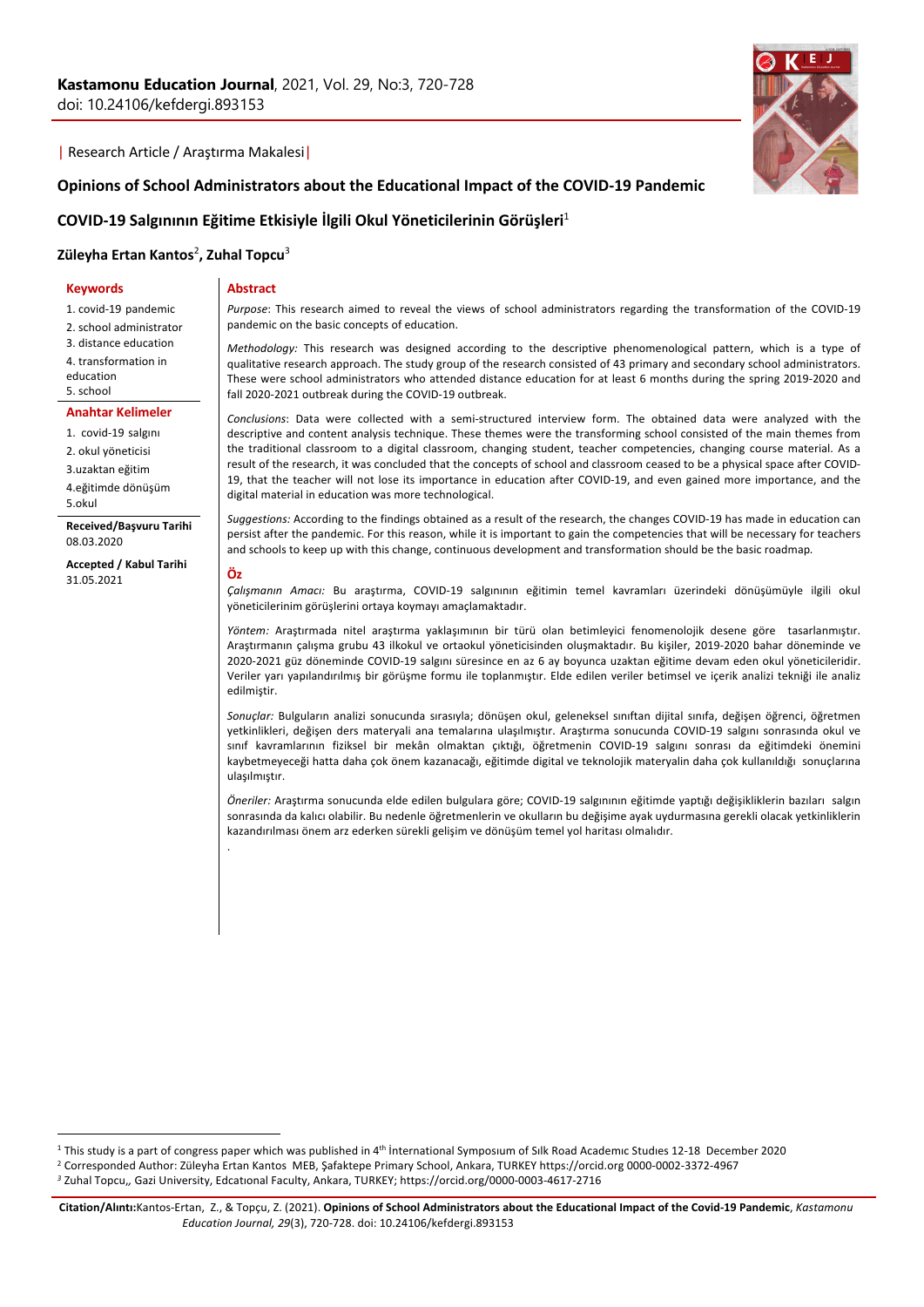**Kastamonu Education Journal**, 2021, Vol. 29, No:3, 720-728
doi: 10.24106/kefdergi.893153

| Research Article / Araştırma Makalesi |

# Opinions of School Administrators about the Educational Impact of the COVID-19 Pandemic

# COVID-19 Salgınının Eğitime Etkisiyle İlgili Okul Yöneticilerinin Görüşleri[1]

**Züleyha Ertan Kantos[2], Zuhal Topcu[3]**

**Keywords**

1. covid-19 pandemic
2. school administrator
3. distance education
4. transformation in education
5. school

**Anahtar Kelimeler**

1. covid-19 salgını
2. okul yöneticisi
3. uzaktan eğitim
4. eğitimde dönüşüm
5. okul

**Received/Başvuru Tarihi**
08.03.2020

**Accepted / Kabul Tarihi**
31.05.2021

## Abstract

*Purpose*: This research aimed to reveal the views of school administrators regarding the transformation of the COVID-19 pandemic on the basic concepts of education.

*Methodology:* This research was designed according to the descriptive phenomenological pattern, which is a type of qualitative research approach. The study group of the research consisted of 43 primary and secondary school administrators. These were school administrators who attended distance education for at least 6 months during the spring 2019-2020 and fall 2020-2021 outbreak during the COVID-19 outbreak.

*Conclusions*: Data were collected with a semi-structured interview form. The obtained data were analyzed with the descriptive and content analysis technique. These themes were the transforming school consisted of the main themes from the traditional classroom to a digital classroom, changing student, teacher competencies, changing course material. As a result of the research, it was concluded that the concepts of school and classroom ceased to be a physical space after COVID-19, that the teacher will not lose its importance in education after COVID-19, and even gained more importance, and the digital material in education was more technological.

*Suggestions:* According to the findings obtained as a result of the research, the changes COVID-19 has made in education can persist after the pandemic. For this reason, while it is important to gain the competencies that will be necessary for teachers and schools to keep up with this change, continuous development and transformation should be the basic roadmap.

## Öz

*Çalışmanın Amacı:* Bu araştırma, COVID-19 salgınının eğitimin temel kavramları üzerindeki dönüşümüyle ilgili okul yöneticilerinim görüşlerini ortaya koymayı amaçlamaktadır.

*Yöntem:* Araştırmada nitel araştırma yaklaşımının bir türü olan betimleyici fenomenolojik desene göre tasarlanmıştır. Araştırmanın çalışma grubu 43 ilkokul ve ortaokul yöneticisinden oluşmaktadır. Bu kişiler, 2019-2020 bahar döneminde ve 2020-2021 güz döneminde COVID-19 salgını süresince en az 6 ay boyunca uzaktan eğitime devam eden okul yöneticileridir. Veriler yarı yapılandırılmış bir görüşme formu ile toplanmıştır. Elde edilen veriler betimsel ve içerik analizi tekniği ile analiz edilmiştir.

*Sonuçlar:* Bulguların analizi sonucunda sırasıyla; dönüşen okul, geleneksel sınıftan dijital sınıfa, değişen öğrenci, öğretmen yetkinlikleri, değişen ders materyali ana temalarına ulaşılmıştır. Araştırma sonucunda COVID-19 salgını sonrasında okul ve sınıf kavramlarının fiziksel bir mekân olmaktan çıktığı, öğretmenin COVID-19 salgını sonrası da eğitimdeki önemini kaybetmeyeceği hatta daha çok önem kazanacağı, eğitimde digital ve teknolojik materyalin daha çok kullanıldığı sonuçlarına ulaşılmıştır.

*Öneriler:* Araştırma sonucunda elde edilen bulgulara göre; COVID-19 salgınının eğitimde yaptığı değişikliklerin bazıları salgın sonrasında da kalıcı olabilir. Bu nedenle öğretmenlerin ve okulların bu değişime ayak uydurmasına gerekli olacak yetkinliklerin kazandırılması önem arz ederken sürekli gelişim ve dönüşüm temel yol haritası olmalıdır.

---

[1] This study is a part of congress paper which was published in 4th İnternational Symposıum of Sılk Road Academıc Studıes 12-18 December 2020

[2] Corresponded Author: Züleyha Ertan Kantos MEB, Şafaktepe Primary School, Ankara, TURKEY https://orcid.org 0000-0002-3372-4967

[3] Zuhal Topcu,, Gazi University, Edcatıonal Faculty, Ankara, TURKEY; https://orcid.org/0000-0003-4617-2716

**Citation/Alıntı:**Kantos-Ertan, Z., & Topçu, Z. (2021). **Opinions of School Administrators about the Educational Impact of the Covid-19 Pandemic**, *Kastamonu Education Journal, 29*(3), 720-728. doi: 10.24106/kefdergi.893153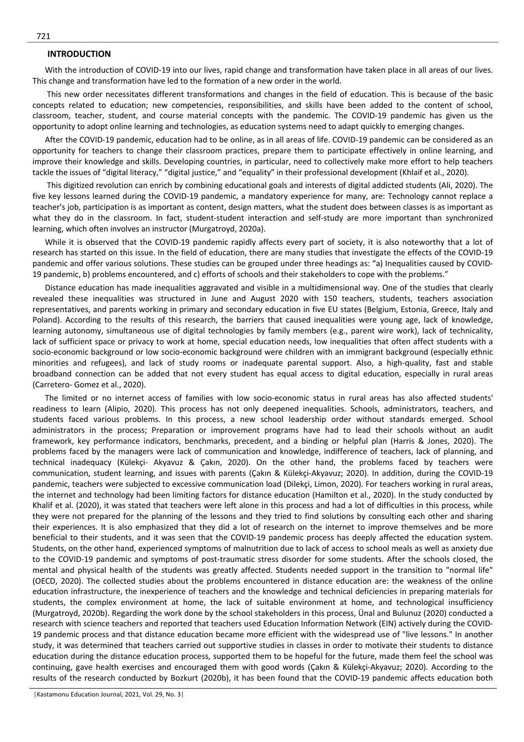## INTRODUCTION

With the introduction of COVID-19 into our lives, rapid change and transformation have taken place in all areas of our lives. This change and transformation have led to the formation of a new order in the world.

This new order necessitates different transformations and changes in the field of education. This is because of the basic concepts related to education; new competencies, responsibilities, and skills have been added to the content of school, classroom, teacher, student, and course material concepts with the pandemic. The COVID-19 pandemic has given us the opportunity to adopt online learning and technologies, as education systems need to adapt quickly to emerging changes.

After the COVID-19 pandemic, education had to be online, as in all areas of life. COVID-19 pandemic can be considered as an opportunity for teachers to change their classroom practices, prepare them to participate effectively in online learning, and improve their knowledge and skills. Developing countries, in particular, need to collectively make more effort to help teachers tackle the issues of "digital literacy," "digital justice," and "equality" in their professional development (Khlaif et al., 2020).

This digitized revolution can enrich by combining educational goals and interests of digital addicted students (Ali, 2020). The five key lessons learned during the COVID-19 pandemic, a mandatory experience for many, are: Technology cannot replace a teacher's job, participation is as important as content, design matters, what the student does between classes is as important as what they do in the classroom. In fact, student-student interaction and self-study are more important than synchronized learning, which often involves an instructor (Murgatroyd, 2020a).

While it is observed that the COVID-19 pandemic rapidly affects every part of society, it is also noteworthy that a lot of research has started on this issue. In the field of education, there are many studies that investigate the effects of the COVID-19 pandemic and offer various solutions. These studies can be grouped under three headings as: "a) Inequalities caused by COVID-19 pandemic, b) problems encountered, and c) efforts of schools and their stakeholders to cope with the problems."

Distance education has made inequalities aggravated and visible in a multidimensional way. One of the studies that clearly revealed these inequalities was structured in June and August 2020 with 150 teachers, students, teachers association representatives, and parents working in primary and secondary education in five EU states (Belgium, Estonia, Greece, Italy and Poland). According to the results of this research, the barriers that caused inequalities were young age, lack of knowledge, learning autonomy, simultaneous use of digital technologies by family members (e.g., parent wire work), lack of technicality, lack of sufficient space or privacy to work at home, special education needs, low inequalities that often affect students with a socio-economic background or low socio-economic background were children with an immigrant background (especially ethnic minorities and refugees), and lack of study rooms or inadequate parental support. Also, a high-quality, fast and stable broadband connection can be added that not every student has equal access to digital education, especially in rural areas (Carretero- Gomez et al., 2020).

The limited or no internet access of families with low socio-economic status in rural areas has also affected students' readiness to learn (Alipio, 2020). This process has not only deepened inequalities. Schools, administrators, teachers, and students faced various problems. In this process, a new school leadership order without standards emerged. School administrators in the process; Preparation or improvement programs have had to lead their schools without an audit framework, key performance indicators, benchmarks, precedent, and a binding or helpful plan (Harris & Jones, 2020). The problems faced by the managers were lack of communication and knowledge, indifference of teachers, lack of planning, and technical inadequacy (Külekçi- Akyavuz & Çakın, 2020). On the other hand, the problems faced by teachers were communication, student learning, and issues with parents (Çakın & Külekçi-Akyavuz; 2020). In addition, during the COVID-19 pandemic, teachers were subjected to excessive communication load (Dilekçi, Limon, 2020). For teachers working in rural areas, the internet and technology had been limiting factors for distance education (Hamilton et al., 2020). In the study conducted by Khalif et al. (2020), it was stated that teachers were left alone in this process and had a lot of difficulties in this process, while they were not prepared for the planning of the lessons and they tried to find solutions by consulting each other and sharing their experiences. It is also emphasized that they did a lot of research on the internet to improve themselves and be more beneficial to their students, and it was seen that the COVID-19 pandemic process has deeply affected the education system. Students, on the other hand, experienced symptoms of malnutrition due to lack of access to school meals as well as anxiety due to the COVID-19 pandemic and symptoms of post-traumatic stress disorder for some students. After the schools closed, the mental and physical health of the students was greatly affected. Students needed support in the transition to "normal life" (OECD, 2020). The collected studies about the problems encountered in distance education are: the weakness of the online education infrastructure, the inexperience of teachers and the knowledge and technical deficiencies in preparing materials for students, the complex environment at home, the lack of suitable environment at home, and technological insufficiency (Murgatroyd, 2020b). Regarding the work done by the school stakeholders in this process, Ünal and Bulunuz (2020) conducted a research with science teachers and reported that teachers used Education Information Network (EIN) actively during the COVID-19 pandemic process and that distance education became more efficient with the widespread use of "live lessons." In another study, it was determined that teachers carried out supportive studies in classes in order to motivate their students to distance education during the distance education process, supported them to be hopeful for the future, made them feel the school was continuing, gave health exercises and encouraged them with good words (Çakın & Külekçi-Akyavuz; 2020). According to the results of the research conducted by Bozkurt (2020b), it has been found that the COVID-19 pandemic affects education both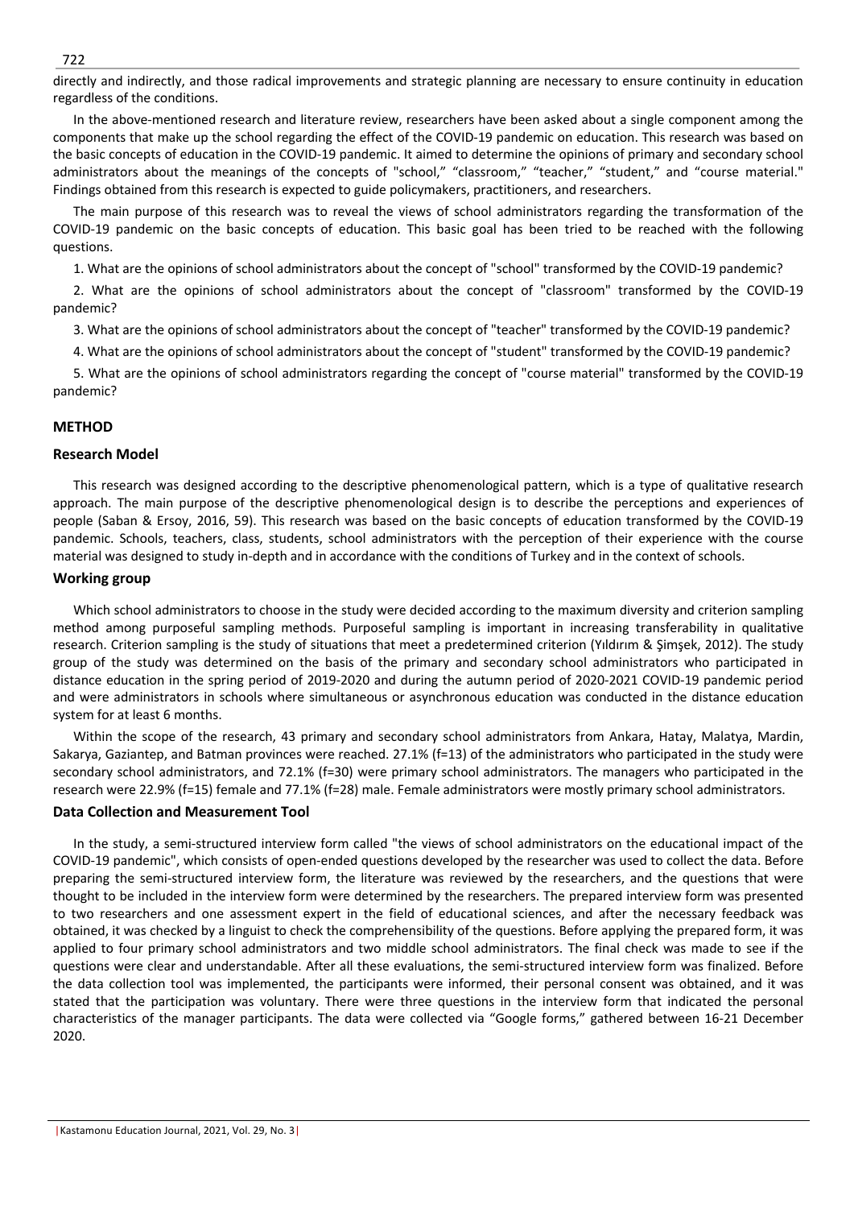directly and indirectly, and those radical improvements and strategic planning are necessary to ensure continuity in education regardless of the conditions.

In the above-mentioned research and literature review, researchers have been asked about a single component among the components that make up the school regarding the effect of the COVID-19 pandemic on education. This research was based on the basic concepts of education in the COVID-19 pandemic. It aimed to determine the opinions of primary and secondary school administrators about the meanings of the concepts of "school," "classroom," "teacher," "student," and "course material." Findings obtained from this research is expected to guide policymakers, practitioners, and researchers.

The main purpose of this research was to reveal the views of school administrators regarding the transformation of the COVID-19 pandemic on the basic concepts of education. This basic goal has been tried to be reached with the following questions.

1. What are the opinions of school administrators about the concept of "school" transformed by the COVID-19 pandemic?
2. What are the opinions of school administrators about the concept of "classroom" transformed by the COVID-19 pandemic?
3. What are the opinions of school administrators about the concept of "teacher" transformed by the COVID-19 pandemic?
4. What are the opinions of school administrators about the concept of "student" transformed by the COVID-19 pandemic?
5. What are the opinions of school administrators regarding the concept of "course material" transformed by the COVID-19 pandemic?

## METHOD

### Research Model

This research was designed according to the descriptive phenomenological pattern, which is a type of qualitative research approach. The main purpose of the descriptive phenomenological design is to describe the perceptions and experiences of people (Saban & Ersoy, 2016, 59). This research was based on the basic concepts of education transformed by the COVID-19 pandemic. Schools, teachers, class, students, school administrators with the perception of their experience with the course material was designed to study in-depth and in accordance with the conditions of Turkey and in the context of schools.

### Working group

Which school administrators to choose in the study were decided according to the maximum diversity and criterion sampling method among purposeful sampling methods. Purposeful sampling is important in increasing transferability in qualitative research. Criterion sampling is the study of situations that meet a predetermined criterion (Yıldırım & Şimşek, 2012). The study group of the study was determined on the basis of the primary and secondary school administrators who participated in distance education in the spring period of 2019-2020 and during the autumn period of 2020-2021 COVID-19 pandemic period and were administrators in schools where simultaneous or asynchronous education was conducted in the distance education system for at least 6 months.

Within the scope of the research, 43 primary and secondary school administrators from Ankara, Hatay, Malatya, Mardin, Sakarya, Gaziantep, and Batman provinces were reached. 27.1% (f=13) of the administrators who participated in the study were secondary school administrators, and 72.1% (f=30) were primary school administrators. The managers who participated in the research were 22.9% (f=15) female and 77.1% (f=28) male. Female administrators were mostly primary school administrators.

### Data Collection and Measurement Tool

In the study, a semi-structured interview form called "the views of school administrators on the educational impact of the COVID-19 pandemic", which consists of open-ended questions developed by the researcher was used to collect the data. Before preparing the semi-structured interview form, the literature was reviewed by the researchers, and the questions that were thought to be included in the interview form were determined by the researchers. The prepared interview form was presented to two researchers and one assessment expert in the field of educational sciences, and after the necessary feedback was obtained, it was checked by a linguist to check the comprehensibility of the questions. Before applying the prepared form, it was applied to four primary school administrators and two middle school administrators. The final check was made to see if the questions were clear and understandable. After all these evaluations, the semi-structured interview form was finalized. Before the data collection tool was implemented, the participants were informed, their personal consent was obtained, and it was stated that the participation was voluntary. There were three questions in the interview form that indicated the personal characteristics of the manager participants. The data were collected via "Google forms," gathered between 16-21 December 2020.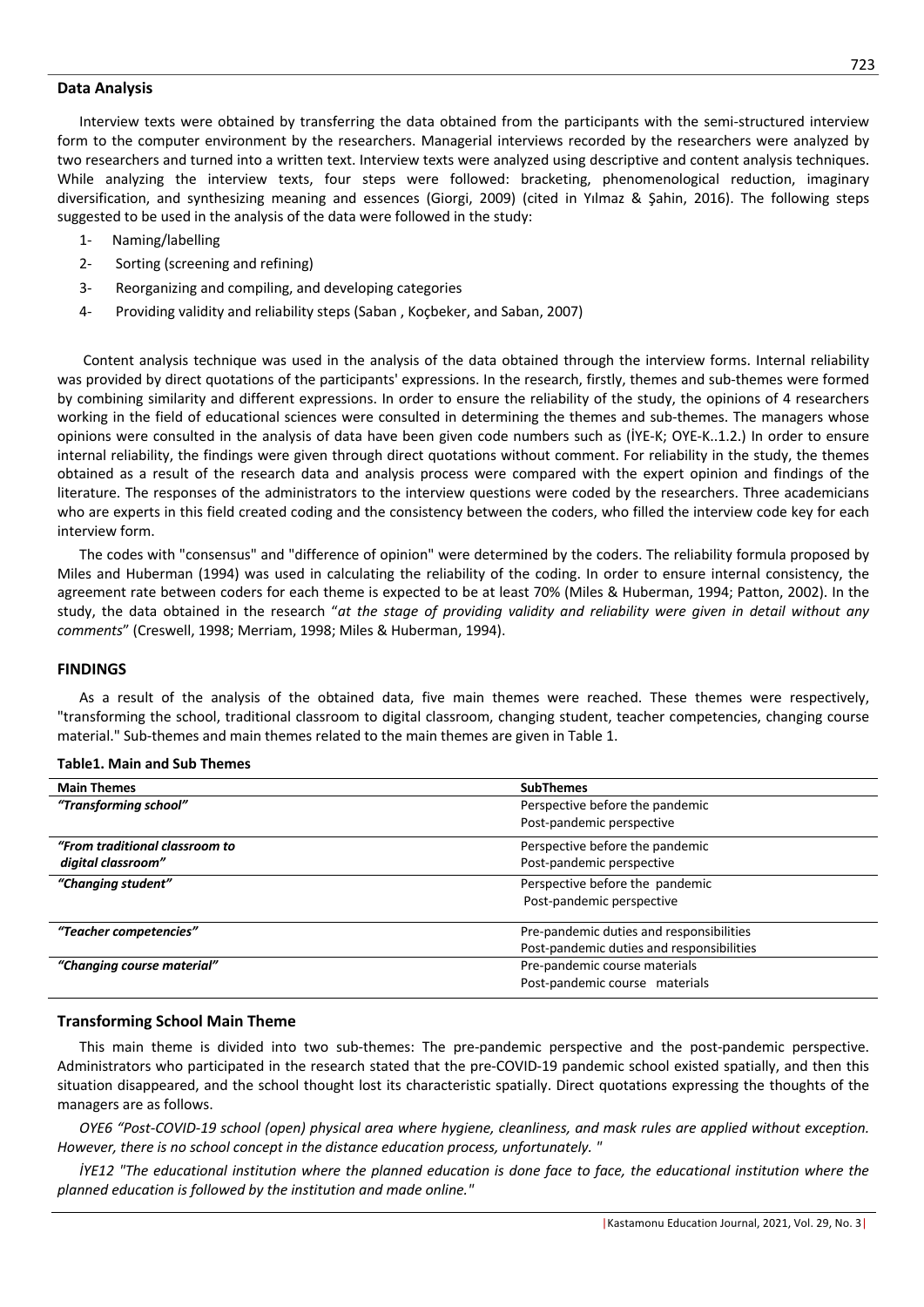## Data Analysis

Interview texts were obtained by transferring the data obtained from the participants with the semi-structured interview form to the computer environment by the researchers. Managerial interviews recorded by the researchers were analyzed by two researchers and turned into a written text. Interview texts were analyzed using descriptive and content analysis techniques. While analyzing the interview texts, four steps were followed: bracketing, phenomenological reduction, imaginary diversification, and synthesizing meaning and essences (Giorgi, 2009) (cited in Yılmaz & Şahin, 2016). The following steps suggested to be used in the analysis of the data were followed in the study:

1- Naming/labelling
2- Sorting (screening and refining)
3- Reorganizing and compiling, and developing categories
4- Providing validity and reliability steps (Saban , Koçbeker, and Saban, 2007)

Content analysis technique was used in the analysis of the data obtained through the interview forms. Internal reliability was provided by direct quotations of the participants' expressions. In the research, firstly, themes and sub-themes were formed by combining similarity and different expressions. In order to ensure the reliability of the study, the opinions of 4 researchers working in the field of educational sciences were consulted in determining the themes and sub-themes. The managers whose opinions were consulted in the analysis of data have been given code numbers such as (İYE-K; OYE-K..1.2.) In order to ensure internal reliability, the findings were given through direct quotations without comment. For reliability in the study, the themes obtained as a result of the research data and analysis process were compared with the expert opinion and findings of the literature. The responses of the administrators to the interview questions were coded by the researchers. Three academicians who are experts in this field created coding and the consistency between the coders, who filled the interview code key for each interview form.

The codes with "consensus" and "difference of opinion" were determined by the coders. The reliability formula proposed by Miles and Huberman (1994) was used in calculating the reliability of the coding. In order to ensure internal consistency, the agreement rate between coders for each theme is expected to be at least 70% (Miles & Huberman, 1994; Patton, 2002). In the study, the data obtained in the research "*at the stage of providing validity and reliability were given in detail without any comments*" (Creswell, 1998; Merriam, 1998; Miles & Huberman, 1994).

## FINDINGS

As a result of the analysis of the obtained data, five main themes were reached. These themes were respectively, "transforming the school, traditional classroom to digital classroom, changing student, teacher competencies, changing course material." Sub-themes and main themes related to the main themes are given in Table 1.

**Table1. Main and Sub Themes**

| Main Themes | SubThemes |
|---|---|
| *"Transforming school"* | Perspective before the pandemic<br>Post-pandemic perspective |
| *"From traditional classroom to digital classroom"* | Perspective before the pandemic<br>Post-pandemic perspective |
| *"Changing student"* | Perspective before the pandemic<br>Post-pandemic perspective |
| *"Teacher competencies"* | Pre-pandemic duties and responsibilities<br>Post-pandemic duties and responsibilities |
| *"Changing course material"* | Pre-pandemic course materials<br>Post-pandemic course materials |

### Transforming School Main Theme

This main theme is divided into two sub-themes: The pre-pandemic perspective and the post-pandemic perspective. Administrators who participated in the research stated that the pre-COVID-19 pandemic school existed spatially, and then this situation disappeared, and the school thought lost its characteristic spatially. Direct quotations expressing the thoughts of the managers are as follows.

*OYE6 "Post-COVID-19 school (open) physical area where hygiene, cleanliness, and mask rules are applied without exception. However, there is no school concept in the distance education process, unfortunately. "*

*İYE12 "The educational institution where the planned education is done face to face, the educational institution where the planned education is followed by the institution and made online."*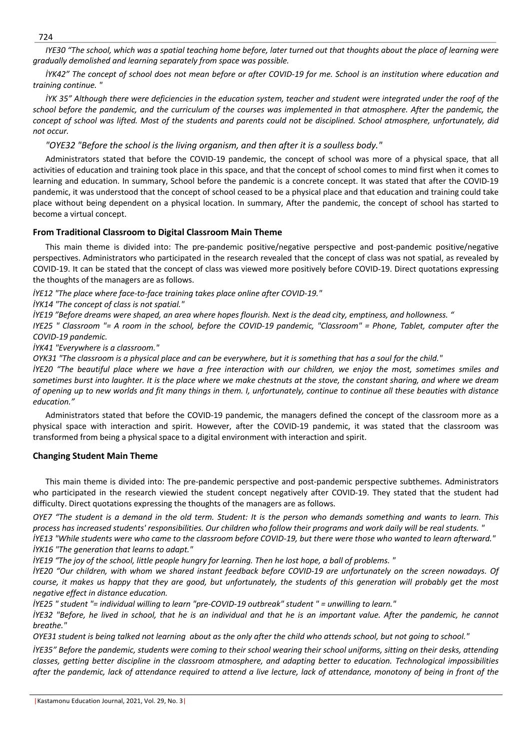*IYE30 "The school, which was a spatial teaching home before, later turned out that thoughts about the place of learning were gradually demolished and learning separately from space was possible.*

*İYK42" The concept of school does not mean before or after COVID-19 for me. School is an institution where education and training continue. "*

*İYK 35" Although there were deficiencies in the education system, teacher and student were integrated under the roof of the school before the pandemic, and the curriculum of the courses was implemented in that atmosphere. After the pandemic, the concept of school was lifted. Most of the students and parents could not be disciplined. School atmosphere, unfortunately, did not occur.*

*"OYE32 "Before the school is the living organism, and then after it is a soulless body."*

Administrators stated that before the COVID-19 pandemic, the concept of school was more of a physical space, that all activities of education and training took place in this space, and that the concept of school comes to mind first when it comes to learning and education. In summary, School before the pandemic is a concrete concept. It was stated that after the COVID-19 pandemic, it was understood that the concept of school ceased to be a physical place and that education and training could take place without being dependent on a physical location. In summary, After the pandemic, the concept of school has started to become a virtual concept.

### From Traditional Classroom to Digital Classroom Main Theme

This main theme is divided into: The pre-pandemic positive/negative perspective and post-pandemic positive/negative perspectives. Administrators who participated in the research revealed that the concept of class was not spatial, as revealed by COVID-19. It can be stated that the concept of class was viewed more positively before COVID-19. Direct quotations expressing the thoughts of the managers are as follows.

*İYE12 "The place where face-to-face training takes place online after COVID-19."*

*İYK14 "The concept of class is not spatial."*

*İYE19 "Before dreams were shaped, an area where hopes flourish. Next is the dead city, emptiness, and hollowness. "*

*IYE25 " Classroom "= A room in the school, before the COVID-19 pandemic, "Classroom" = Phone, Tablet, computer after the COVID-19 pandemic.*

*İYK41 "Everywhere is a classroom."*

*OYK31 "The classroom is a physical place and can be everywhere, but it is something that has a soul for the child."*

*İYE20 "The beautiful place where we have a free interaction with our children, we enjoy the most, sometimes smiles and sometimes burst into laughter. It is the place where we make chestnuts at the stove, the constant sharing, and where we dream of opening up to new worlds and fit many things in them. I, unfortunately, continue to continue all these beauties with distance education."*

Administrators stated that before the COVID-19 pandemic, the managers defined the concept of the classroom more as a physical space with interaction and spirit. However, after the COVID-19 pandemic, it was stated that the classroom was transformed from being a physical space to a digital environment with interaction and spirit.

### Changing Student Main Theme

This main theme is divided into: The pre-pandemic perspective and post-pandemic perspective subthemes. Administrators who participated in the research viewied the student concept negatively after COVID-19. They stated that the student had difficulty. Direct quotations expressing the thoughts of the managers are as follows.

*OYE7 "The student is a demand in the old term. Student: It is the person who demands something and wants to learn. This process has increased students' responsibilities. Our children who follow their programs and work daily will be real students. "*

*İYE13 "While students were who came to the classroom before COVID-19, but there were those who wanted to learn afterward."*

*İYK16 "The generation that learns to adapt."*

*İYE19 "The joy of the school, little people hungry for learning. Then he lost hope, a ball of problems. "*

*İYE20 "Our children, with whom we shared instant feedback before COVID-19 are unfortunately on the screen nowadays. Of course, it makes us happy that they are good, but unfortunately, the students of this generation will probably get the most negative effect in distance education.*

*İYE25 " student "= individual willing to learn "pre-COVID-19 outbreak" student " = unwilling to learn."*

*İYE32 "Before, he lived in school, that he is an individual and that he is an important value. After the pandemic, he cannot breathe."*

*OYE31 student is being talked not learning about as the only after the child who attends school, but not going to school."*

*İYE35" Before the pandemic, students were coming to their school wearing their school uniforms, sitting on their desks, attending classes, getting better discipline in the classroom atmosphere, and adapting better to education. Technological impossibilities after the pandemic, lack of attendance required to attend a live lecture, lack of attendance, monotony of being in front of the*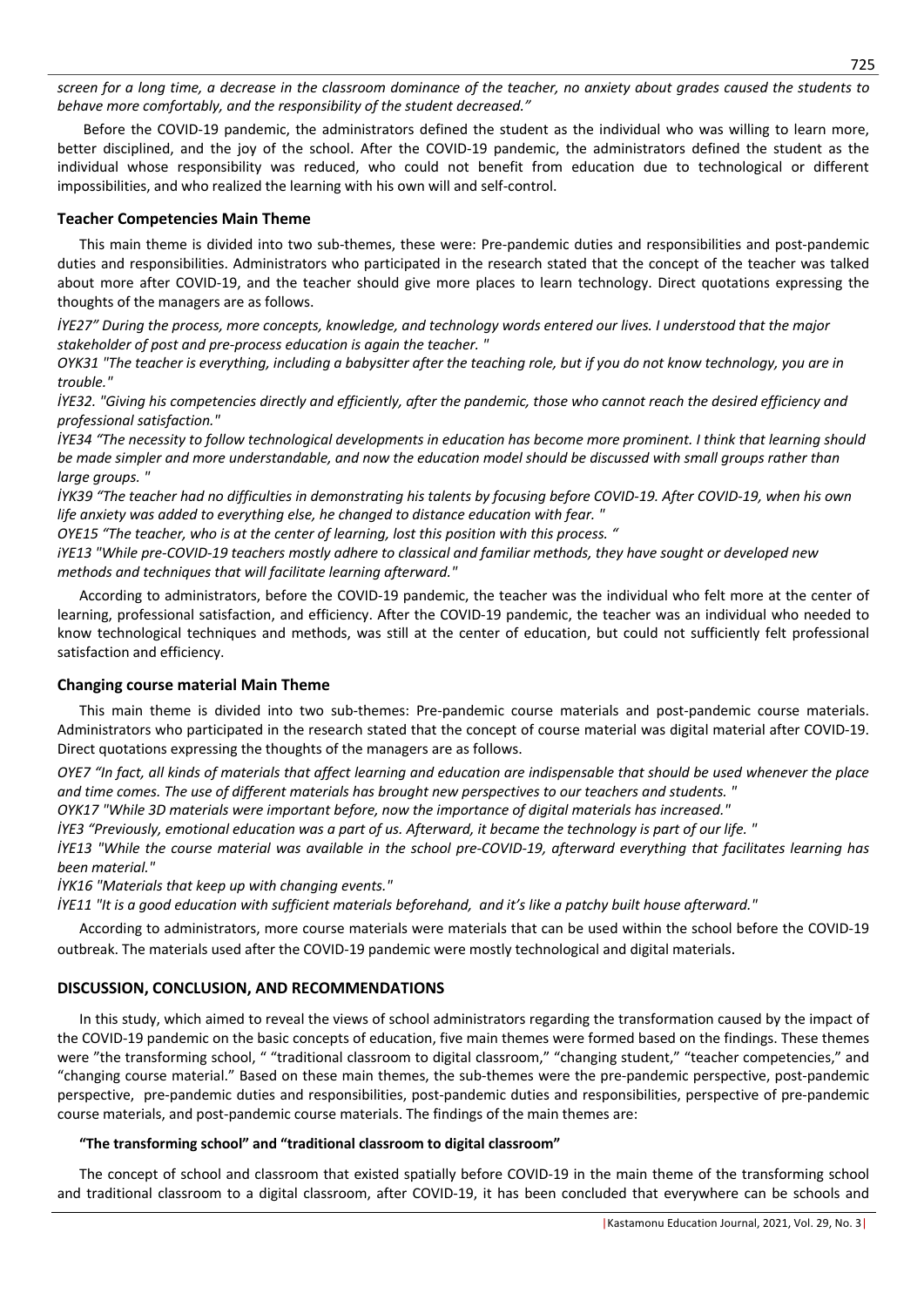*screen for a long time, a decrease in the classroom dominance of the teacher, no anxiety about grades caused the students to behave more comfortably, and the responsibility of the student decreased."*

Before the COVID-19 pandemic, the administrators defined the student as the individual who was willing to learn more, better disciplined, and the joy of the school. After the COVID-19 pandemic, the administrators defined the student as the individual whose responsibility was reduced, who could not benefit from education due to technological or different impossibilities, and who realized the learning with his own will and self-control.

## Teacher Competencies Main Theme

This main theme is divided into two sub-themes, these were: Pre-pandemic duties and responsibilities and post-pandemic duties and responsibilities. Administrators who participated in the research stated that the concept of the teacher was talked about more after COVID-19, and the teacher should give more places to learn technology. Direct quotations expressing the thoughts of the managers are as follows.

*İYE27" During the process, more concepts, knowledge, and technology words entered our lives. I understood that the major stakeholder of post and pre-process education is again the teacher. "*

*OYK31 "The teacher is everything, including a babysitter after the teaching role, but if you do not know technology, you are in trouble."*

*İYE32. "Giving his competencies directly and efficiently, after the pandemic, those who cannot reach the desired efficiency and professional satisfaction."*

*İYE34 "The necessity to follow technological developments in education has become more prominent. I think that learning should be made simpler and more understandable, and now the education model should be discussed with small groups rather than large groups. "*

*İYK39 "The teacher had no difficulties in demonstrating his talents by focusing before COVID-19. After COVID-19, when his own life anxiety was added to everything else, he changed to distance education with fear. "*

*OYE15 "The teacher, who is at the center of learning, lost this position with this process. "*

*iYE13 "While pre-COVID-19 teachers mostly adhere to classical and familiar methods, they have sought or developed new methods and techniques that will facilitate learning afterward."*

According to administrators, before the COVID-19 pandemic, the teacher was the individual who felt more at the center of learning, professional satisfaction, and efficiency. After the COVID-19 pandemic, the teacher was an individual who needed to know technological techniques and methods, was still at the center of education, but could not sufficiently felt professional satisfaction and efficiency.

## Changing course material Main Theme

This main theme is divided into two sub-themes: Pre-pandemic course materials and post-pandemic course materials. Administrators who participated in the research stated that the concept of course material was digital material after COVID-19. Direct quotations expressing the thoughts of the managers are as follows.

*OYE7 "In fact, all kinds of materials that affect learning and education are indispensable that should be used whenever the place and time comes. The use of different materials has brought new perspectives to our teachers and students. "*

*OYK17 "While 3D materials were important before, now the importance of digital materials has increased."*

*İYE3 "Previously, emotional education was a part of us. Afterward, it became the technology is part of our life. "*

*İYE13 "While the course material was available in the school pre-COVID-19, afterward everything that facilitates learning has been material."*

*İYK16 "Materials that keep up with changing events."*

*İYE11 "It is a good education with sufficient materials beforehand, and it's like a patchy built house afterward."*

According to administrators, more course materials were materials that can be used within the school before the COVID-19 outbreak. The materials used after the COVID-19 pandemic were mostly technological and digital materials.

# DISCUSSION, CONCLUSION, AND RECOMMENDATIONS

In this study, which aimed to reveal the views of school administrators regarding the transformation caused by the impact of the COVID-19 pandemic on the basic concepts of education, five main themes were formed based on the findings. These themes were "the transforming school, " "traditional classroom to digital classroom," "changing student," "teacher competencies," and "changing course material." Based on these main themes, the sub-themes were the pre-pandemic perspective, post-pandemic perspective, pre-pandemic duties and responsibilities, post-pandemic duties and responsibilities, perspective of pre-pandemic course materials, and post-pandemic course materials. The findings of the main themes are:

### "The transforming school" and "traditional classroom to digital classroom"

The concept of school and classroom that existed spatially before COVID-19 in the main theme of the transforming school and traditional classroom to a digital classroom, after COVID-19, it has been concluded that everywhere can be schools and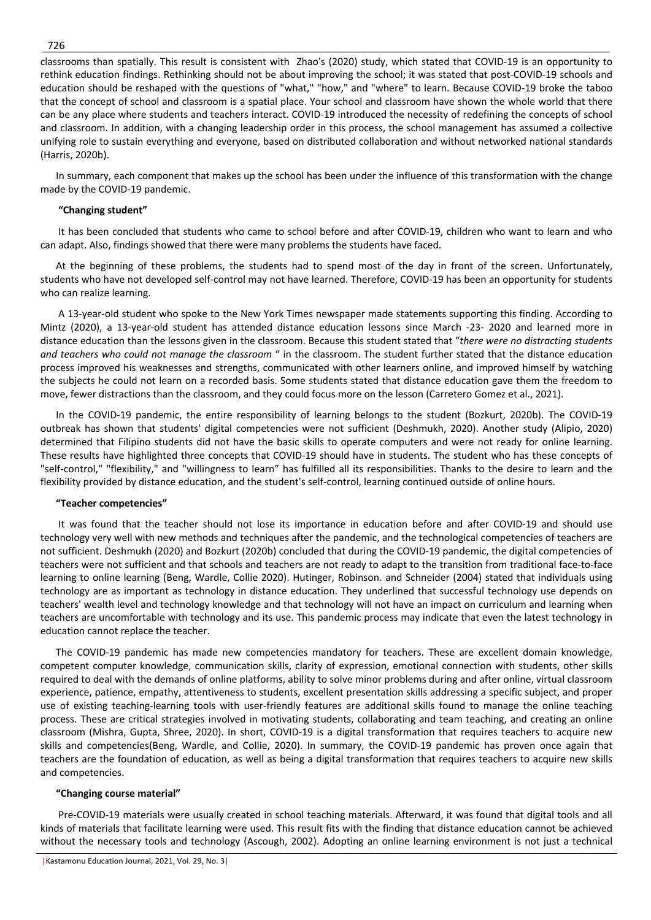classrooms than spatially. This result is consistent with Zhao's (2020) study, which stated that COVID-19 is an opportunity to rethink education findings. Rethinking should not be about improving the school; it was stated that post-COVID-19 schools and education should be reshaped with the questions of "what," "how," and "where" to learn. Because COVID-19 broke the taboo that the concept of school and classroom is a spatial place. Your school and classroom have shown the whole world that there can be any place where students and teachers interact. COVID-19 introduced the necessity of redefining the concepts of school and classroom. In addition, with a changing leadership order in this process, the school management has assumed a collective unifying role to sustain everything and everyone, based on distributed collaboration and without networked national standards (Harris, 2020b).

In summary, each component that makes up the school has been under the influence of this transformation with the change made by the COVID-19 pandemic.

**"Changing student"**

It has been concluded that students who came to school before and after COVID-19, children who want to learn and who can adapt. Also, findings showed that there were many problems the students have faced.

At the beginning of these problems, the students had to spend most of the day in front of the screen. Unfortunately, students who have not developed self-control may not have learned. Therefore, COVID-19 has been an opportunity for students who can realize learning.

A 13-year-old student who spoke to the New York Times newspaper made statements supporting this finding. According to Mintz (2020), a 13-year-old student has attended distance education lessons since March -23- 2020 and learned more in distance education than the lessons given in the classroom. Because this student stated that "*there were no distracting students and teachers who could not manage the classroom* " in the classroom. The student further stated that the distance education process improved his weaknesses and strengths, communicated with other learners online, and improved himself by watching the subjects he could not learn on a recorded basis. Some students stated that distance education gave them the freedom to move, fewer distractions than the classroom, and they could focus more on the lesson (Carretero Gomez et al., 2021).

In the COVID-19 pandemic, the entire responsibility of learning belongs to the student (Bozkurt, 2020b). The COVID-19 outbreak has shown that students' digital competencies were not sufficient (Deshmukh, 2020). Another study (Alipio, 2020) determined that Filipino students did not have the basic skills to operate computers and were not ready for online learning. These results have highlighted three concepts that COVID-19 should have in students. The student who has these concepts of "self-control," "flexibility," and "willingness to learn" has fulfilled all its responsibilities. Thanks to the desire to learn and the flexibility provided by distance education, and the student's self-control, learning continued outside of online hours.

**"Teacher competencies"**

It was found that the teacher should not lose its importance in education before and after COVID-19 and should use technology very well with new methods and techniques after the pandemic, and the technological competencies of teachers are not sufficient. Deshmukh (2020) and Bozkurt (2020b) concluded that during the COVID-19 pandemic, the digital competencies of teachers were not sufficient and that schools and teachers are not ready to adapt to the transition from traditional face-to-face learning to online learning (Beng, Wardle, Collie 2020). Hutinger, Robinson. and Schneider (2004) stated that individuals using technology are as important as technology in distance education. They underlined that successful technology use depends on teachers' wealth level and technology knowledge and that technology will not have an impact on curriculum and learning when teachers are uncomfortable with technology and its use. This pandemic process may indicate that even the latest technology in education cannot replace the teacher.

The COVID-19 pandemic has made new competencies mandatory for teachers. These are excellent domain knowledge, competent computer knowledge, communication skills, clarity of expression, emotional connection with students, other skills required to deal with the demands of online platforms, ability to solve minor problems during and after online, virtual classroom experience, patience, empathy, attentiveness to students, excellent presentation skills addressing a specific subject, and proper use of existing teaching-learning tools with user-friendly features are additional skills found to manage the online teaching process. These are critical strategies involved in motivating students, collaborating and team teaching, and creating an online classroom (Mishra, Gupta, Shree, 2020). In short, COVID-19 is a digital transformation that requires teachers to acquire new skills and competencies(Beng, Wardle, and Collie, 2020). In summary, the COVID-19 pandemic has proven once again that teachers are the foundation of education, as well as being a digital transformation that requires teachers to acquire new skills and competencies.

**"Changing course material"**

Pre-COVID-19 materials were usually created in school teaching materials. Afterward, it was found that digital tools and all kinds of materials that facilitate learning were used. This result fits with the finding that distance education cannot be achieved without the necessary tools and technology (Ascough, 2002). Adopting an online learning environment is not just a technical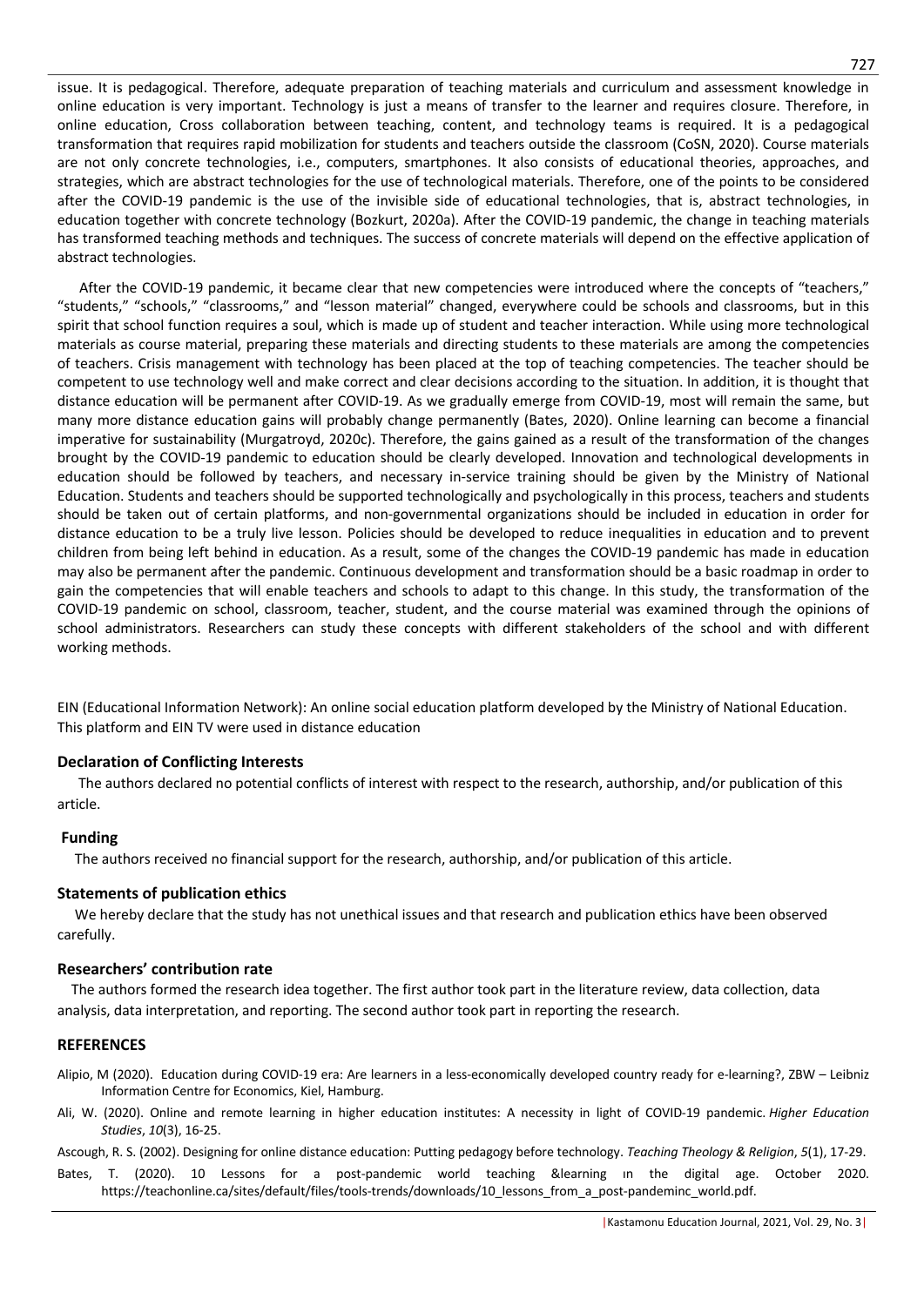issue. It is pedagogical. Therefore, adequate preparation of teaching materials and curriculum and assessment knowledge in online education is very important. Technology is just a means of transfer to the learner and requires closure. Therefore, in online education, Cross collaboration between teaching, content, and technology teams is required. It is a pedagogical transformation that requires rapid mobilization for students and teachers outside the classroom (CoSN, 2020). Course materials are not only concrete technologies, i.e., computers, smartphones. It also consists of educational theories, approaches, and strategies, which are abstract technologies for the use of technological materials. Therefore, one of the points to be considered after the COVID-19 pandemic is the use of the invisible side of educational technologies, that is, abstract technologies, in education together with concrete technology (Bozkurt, 2020a). After the COVID-19 pandemic, the change in teaching materials has transformed teaching methods and techniques. The success of concrete materials will depend on the effective application of abstract technologies.

After the COVID-19 pandemic, it became clear that new competencies were introduced where the concepts of "teachers," "students," "schools," "classrooms," and "lesson material" changed, everywhere could be schools and classrooms, but in this spirit that school function requires a soul, which is made up of student and teacher interaction. While using more technological materials as course material, preparing these materials and directing students to these materials are among the competencies of teachers. Crisis management with technology has been placed at the top of teaching competencies. The teacher should be competent to use technology well and make correct and clear decisions according to the situation. In addition, it is thought that distance education will be permanent after COVID-19. As we gradually emerge from COVID-19, most will remain the same, but many more distance education gains will probably change permanently (Bates, 2020). Online learning can become a financial imperative for sustainability (Murgatroyd, 2020c). Therefore, the gains gained as a result of the transformation of the changes brought by the COVID-19 pandemic to education should be clearly developed. Innovation and technological developments in education should be followed by teachers, and necessary in-service training should be given by the Ministry of National Education. Students and teachers should be supported technologically and psychologically in this process, teachers and students should be taken out of certain platforms, and non-governmental organizations should be included in education in order for distance education to be a truly live lesson. Policies should be developed to reduce inequalities in education and to prevent children from being left behind in education. As a result, some of the changes the COVID-19 pandemic has made in education may also be permanent after the pandemic. Continuous development and transformation should be a basic roadmap in order to gain the competencies that will enable teachers and schools to adapt to this change. In this study, the transformation of the COVID-19 pandemic on school, classroom, teacher, student, and the course material was examined through the opinions of school administrators. Researchers can study these concepts with different stakeholders of the school and with different working methods.

EIN (Educational Information Network): An online social education platform developed by the Ministry of National Education. This platform and EIN TV were used in distance education

### Declaration of Conflicting Interests

The authors declared no potential conflicts of interest with respect to the research, authorship, and/or publication of this article.

### Funding

The authors received no financial support for the research, authorship, and/or publication of this article.

### Statements of publication ethics

We hereby declare that the study has not unethical issues and that research and publication ethics have been observed carefully.

### Researchers' contribution rate

The authors formed the research idea together. The first author took part in the literature review, data collection, data analysis, data interpretation, and reporting. The second author took part in reporting the research.

### REFERENCES

Alipio, M (2020). Education during COVID-19 era: Are learners in a less-economically developed country ready for e-learning?, ZBW – Leibniz Information Centre for Economics, Kiel, Hamburg.

Ali, W. (2020). Online and remote learning in higher education institutes: A necessity in light of COVID-19 pandemic. *Higher Education Studies*, *10*(3), 16-25.

Ascough, R. S. (2002). Designing for online distance education: Putting pedagogy before technology. *Teaching Theology & Religion*, *5*(1), 17-29.

Bates, T. (2020). 10 Lessons for a post-pandemic world teaching &learning ın the digital age. October 2020. https://teachonline.ca/sites/default/files/tools-trends/downloads/10_lessons_from_a_post-pandeminc_world.pdf.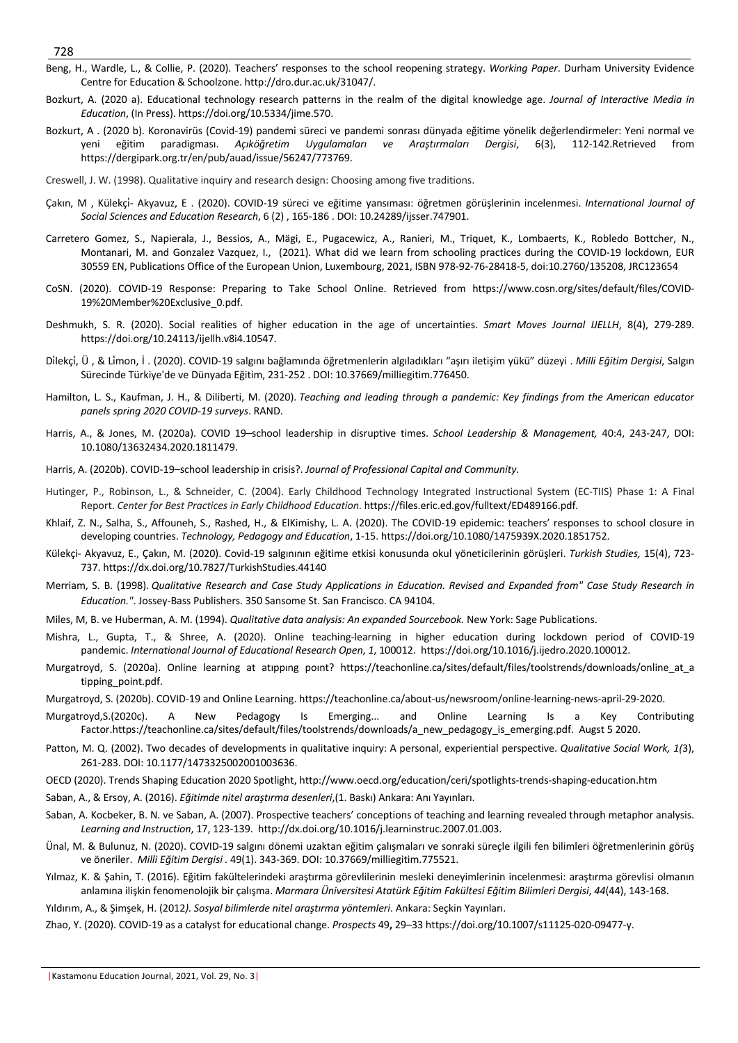Beng, H., Wardle, L., & Collie, P. (2020). Teachers' responses to the school reopening strategy. *Working Paper*. Durham University Evidence Centre for Education & Schoolzone. http://dro.dur.ac.uk/31047/.

Bozkurt, A. (2020 a). Educational technology research patterns in the realm of the digital knowledge age. *Journal of Interactive Media in Education*, (In Press). https://doi.org/10.5334/jime.570.

Bozkurt, A . (2020 b). Koronavirüs (Covid-19) pandemi süreci ve pandemi sonrası dünyada eğitime yönelik değerlendirmeler: Yeni normal ve yeni eğitim paradigması. *Açıköğretim Uygulamaları ve Araştırmaları Dergisi*, 6(3), 112-142.Retrieved from https://dergipark.org.tr/en/pub/auad/issue/56247/773769.

Creswell, J. W. (1998). Qualitative inquiry and research design: Choosing among five traditions.

Çakın, M , Külekçi- Akyavuz, E . (2020). COVID-19 süreci ve eğitime yansıması: öğretmen görüşlerinin incelenmesi. *International Journal of Social Sciences and Education Research*, 6 (2) , 165-186 . DOI: 10.24289/ijsser.747901.

Carretero Gomez, S., Napierala, J., Bessios, A., Mägi, E., Pugacewicz, A., Ranieri, M., Triquet, K., Lombaerts, K., Robledo Bottcher, N., Montanari, M. and Gonzalez Vazquez, I., (2021). What did we learn from schooling practices during the COVID-19 lockdown, EUR 30559 EN, Publications Office of the European Union, Luxembourg, 2021, ISBN 978-92-76-28418-5, doi:10.2760/135208, JRC123654

CoSN. (2020). COVID-19 Response: Preparing to Take School Online. Retrieved from https://www.cosn.org/sites/default/files/COVID-19%20Member%20Exclusive_0.pdf.

Deshmukh, S. R. (2020). Social realities of higher education in the age of uncertainties. *Smart Moves Journal IJELLH*, 8(4), 279-289. https://doi.org/10.24113/ijellh.v8i4.10547.

Dİlekçİ, Ü , & Lİmon, İ . (2020). COVID-19 salgını bağlamında öğretmenlerin algıladıkları "aşırı iletişim yükü" düzeyi . *Milli Eğitim Dergisi*, Salgın Sürecinde Türkiye'de ve Dünyada Eğitim, 231-252 . DOI: 10.37669/milliegitim.776450.

Hamilton, L. S., Kaufman, J. H., & Diliberti, M. (2020). *Teaching and leading through a pandemic: Key findings from the American educator panels spring 2020 COVID-19 surveys*. RAND.

Harris, A., & Jones, M. (2020a). COVID 19–school leadership in disruptive times. *School Leadership & Management,* 40:4, 243-247, DOI: 10.1080/13632434.2020.1811479.

Harris, A. (2020b). COVID-19–school leadership in crisis?. *Journal of Professional Capital and Community*.

Hutinger, P., Robinson, L., & Schneider, C. (2004). Early Childhood Technology Integrated Instructional System (EC-TIIS) Phase 1: A Final Report. *Center for Best Practices in Early Childhood Education*. https://files.eric.ed.gov/fulltext/ED489166.pdf.

Khlaif, Z. N., Salha, S., Affouneh, S., Rashed, H., & ElKimishy, L. A. (2020). The COVID-19 epidemic: teachers' responses to school closure in developing countries. *Technology, Pedagogy and Education*, 1-15. https://doi.org/10.1080/1475939X.2020.1851752.

Külekçi- Akyavuz, E., Çakın, M. (2020). Covid-19 salgınının eğitime etkisi konusunda okul yöneticilerinin görüşleri. *Turkish Studies,* 15(4), 723-737. https://dx.doi.org/10.7827/TurkishStudies.44140

Merriam, S. B. (1998). *Qualitative Research and Case Study Applications in Education. Revised and Expanded from" Case Study Research in Education."*. Jossey-Bass Publishers. 350 Sansome St. San Francisco. CA 94104.

Miles, M, B. ve Huberman, A. M. (1994). *Qualitative data analysis: An expanded Sourcebook.* New York: Sage Publications.

Mishra, L., Gupta, T., & Shree, A. (2020). Online teaching-learning in higher education during lockdown period of COVID-19 pandemic. *International Journal of Educational Research Open*, *1*, 100012. https://doi.org/10.1016/j.ijedro.2020.100012.

Murgatroyd, S. (2020a). Online learning at atıppıng poınt? https://teachonline.ca/sites/default/files/toolstrends/downloads/online_at_a tipping_point.pdf.

Murgatroyd, S. (2020b). COVID-19 and Online Learning. https://teachonline.ca/about-us/newsroom/online-learning-news-april-29-2020.

Murgatroyd,S.(2020c). A New Pedagogy Is Emerging... and Online Learning Is a Key Contributing Factor.https://teachonline.ca/sites/default/files/toolstrends/downloads/a_new_pedagogy_is_emerging.pdf. Augst 5 2020.

Patton, M. Q. (2002). Two decades of developments in qualitative inquiry: A personal, experiential perspective. *Qualitative Social Work, 1(*3), 261-283. DOI: 10.1177/1473325002001003636.

OECD (2020). Trends Shaping Education 2020 Spotlight, http://www.oecd.org/education/ceri/spotlights-trends-shaping-education.htm

Saban, A., & Ersoy, A. (2016). *Eğitimde nitel araştırma desenleri*,(1. Baskı) Ankara: Anı Yayınları.

Saban, A. Kocbeker, B. N. ve Saban, A. (2007). Prospective teachers' conceptions of teaching and learning revealed through metaphor analysis. *Learning and Instruction*, 17, 123-139. http://dx.doi.org/10.1016/j.learninstruc.2007.01.003.

Ünal, M. & Bulunuz, N. (2020). COVID-19 salgını dönemi uzaktan eğitim çalışmaları ve sonraki süreçle ilgili fen bilimleri öğretmenlerinin görüş ve öneriler. *Milli Eğitim Dergisi* . 49(1). 343-369. DOI: 10.37669/milliegitim.775521.

Yılmaz, K. & Şahin, T. (2016). Eğitim fakültelerindeki araştırma görevlilerinin mesleki deneyimlerinin incelenmesi: araştırma görevlisi olmanın anlamına ilişkin fenomenolojik bir çalışma. *Marmara Üniversitesi Atatürk Eğitim Fakültesi Eğitim Bilimleri Dergisi*, *44*(44), 143-168.

Yıldırım, A., & Şimşek, H. (2012*). Sosyal bilimlerde nitel araştırma yöntemleri*. Ankara: Seçkin Yayınları.

Zhao, Y. (2020). COVID-19 as a catalyst for educational change. *Prospects* 49**,** 29–33 https://doi.org/10.1007/s11125-020-09477-y.